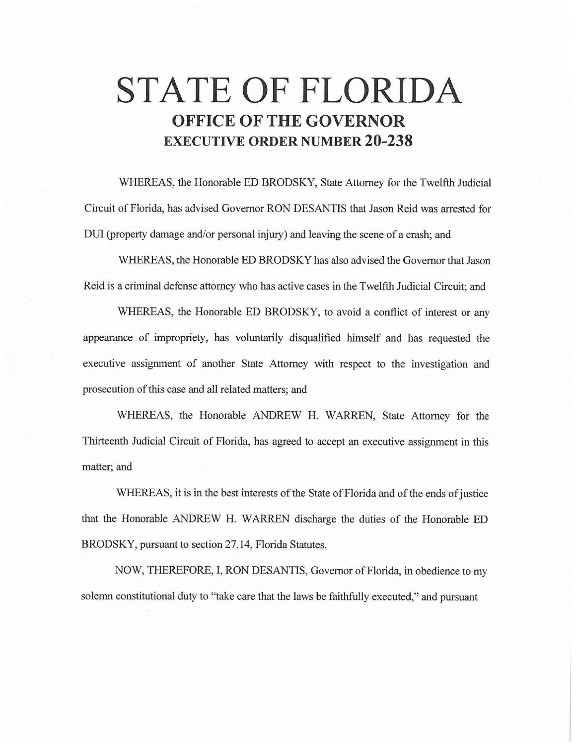# STATE OF FLORIDA

## OFFICE OF THE GOVERNOR

## EXECUTIVE ORDER NUMBER 20-238

WHEREAS, the Honorable ED BRODSKY, State Attorney for the Twelfth Judicial Circuit of Florida, has advised Governor RON DESANTIS that Jason Reid was arrested for DUI (property damage and/or personal injury) and leaving the scene of a crash; and

WHEREAS, the Honorable ED BRODSKY has also advised the Governor that Jason Reid is a criminal defense attorney who has active cases in the Twelfth Judicial Circuit; and

WHEREAS, the Honorable ED BRODSKY, to avoid a conflict of interest or any appearance of impropriety, has voluntarily disqualified himself and has requested the executive assignment of another State Attorney with respect to the investigation and prosecution of this case and all related matters; and

WHEREAS, the Honorable ANDREW H. WARREN, State Attorney for the Thirteenth Judicial Circuit of Florida, has agreed to accept an executive assignment in this matter; and

WHEREAS, it is in the best interests of the State of Florida and of the ends of justice that the Honorable ANDREW H. WARREN discharge the duties of the Honorable ED BRODSKY, pursuant to section 27.14, Florida Statutes.

NOW, THEREFORE, I, RON DESANTIS, Governor of Florida, in obedience to my solemn constitutional duty to "take care that the laws be faithfully executed," and pursuant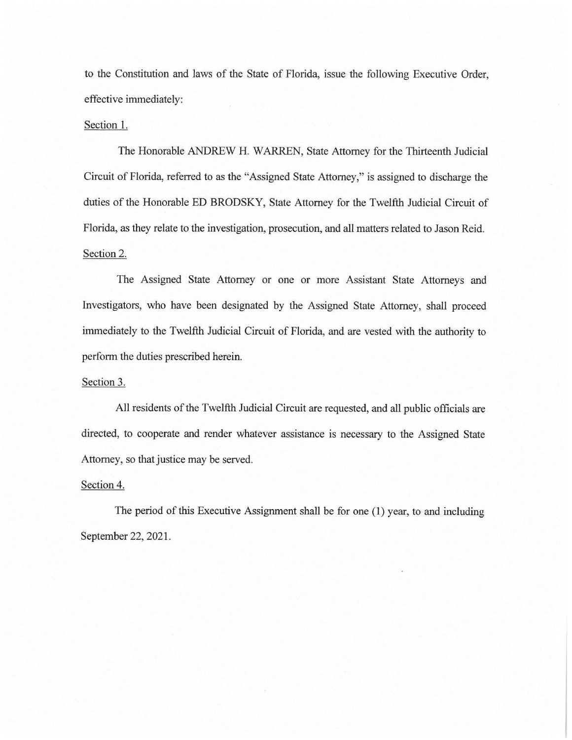to the Constitution and laws of the State of Florida, issue the following Executive Order, effective immediately:

Section 1.

The Honorable ANDREW H. WARREN, State Attorney for the Thirteenth Judicial Circuit of Florida, referred to as the "Assigned State Attorney," is assigned to discharge the duties of the Honorable ED BRODSKY, State Attorney for the Twelfth Judicial Circuit of Florida, as they relate to the investigation, prosecution, and all matters related to Jason Reid.

Section 2.

The Assigned State Attorney or one or more Assistant State Attorneys and Investigators, who have been designated by the Assigned State Attorney, shall proceed immediately to the Twelfth Judicial Circuit of Florida, and are vested with the authority to perform the duties prescribed herein.

Section 3.

All residents of the Twelfth Judicial Circuit are requested, and all public officials are directed, to cooperate and render whatever assistance is necessary to the Assigned State Attorney, so that justice may be served.

Section 4.

The period of this Executive Assignment shall be for one (1) year, to and including September 22, 2021.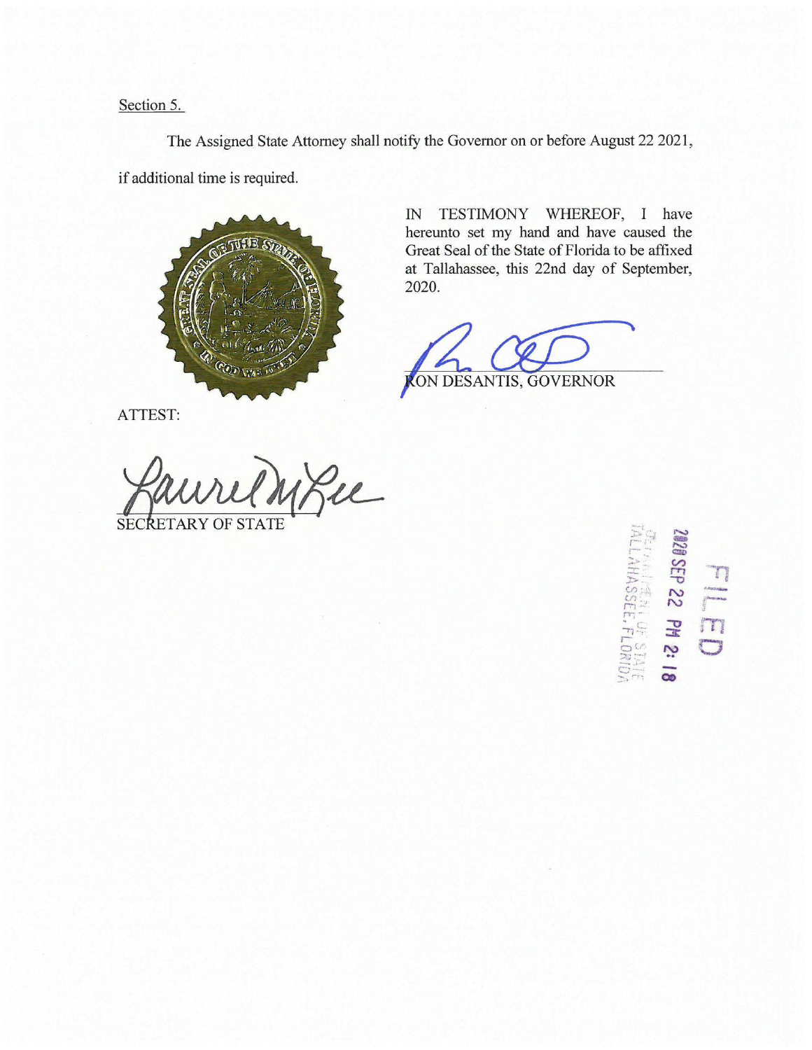Section 5.

The Assigned State Attorney shall notify the Governor on or before August 22 2021, if additional time is required.

IN TESTIMONY WHEREOF, I have hereunto set my hand and have caused the Great Seal of the State of Florida to be affixed at Tallahassee, this 22nd day of September, 2020.

RON DESANTIS, GOVERNOR

ATTEST:

SECRETARY OF STATE

FILED

2020 SEP 22 PM 2:18

DEPARTMENT OF STATE
TALLAHASSEE, FLORIDA